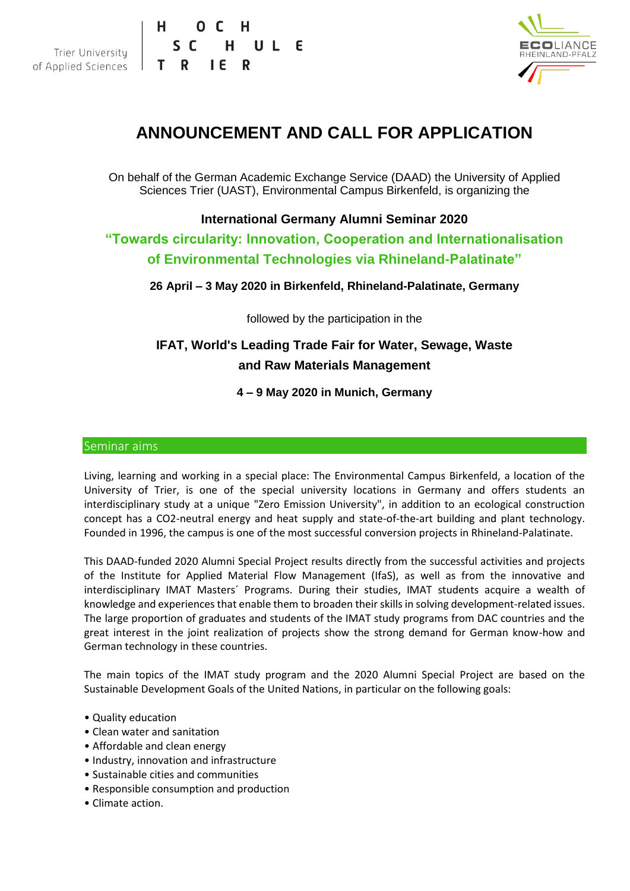Trier University of Applied Sciences | HOCHSCHULE TRIER

ECOLIANCE RHEINLAND-PFALZ

# ANNOUNCEMENT AND CALL FOR APPLICATION

On behalf of the German Academic Exchange Service (DAAD) the University of Applied Sciences Trier (UAST), Environmental Campus Birkenfeld, is organizing the

**International Germany Alumni Seminar 2020**

**"Towards circularity: Innovation, Cooperation and Internationalisation of Environmental Technologies via Rhineland-Palatinate"**

**26 April – 3 May 2020 in Birkenfeld, Rhineland-Palatinate, Germany**

followed by the participation in the

**IFAT, World's Leading Trade Fair for Water, Sewage, Waste and Raw Materials Management**

**4 – 9 May 2020 in Munich, Germany**

## Seminar aims

Living, learning and working in a special place: The Environmental Campus Birkenfeld, a location of the University of Trier, is one of the special university locations in Germany and offers students an interdisciplinary study at a unique "Zero Emission University", in addition to an ecological construction concept has a CO2-neutral energy and heat supply and state-of-the-art building and plant technology. Founded in 1996, the campus is one of the most successful conversion projects in Rhineland-Palatinate.

This DAAD-funded 2020 Alumni Special Project results directly from the successful activities and projects of the Institute for Applied Material Flow Management (IfaS), as well as from the innovative and interdisciplinary IMAT Masters´ Programs. During their studies, IMAT students acquire a wealth of knowledge and experiences that enable them to broaden their skills in solving development-related issues. The large proportion of graduates and students of the IMAT study programs from DAC countries and the great interest in the joint realization of projects show the strong demand for German know-how and German technology in these countries.

The main topics of the IMAT study program and the 2020 Alumni Special Project are based on the Sustainable Development Goals of the United Nations, in particular on the following goals:

- Quality education
- Clean water and sanitation
- Affordable and clean energy
- Industry, innovation and infrastructure
- Sustainable cities and communities
- Responsible consumption and production
- Climate action.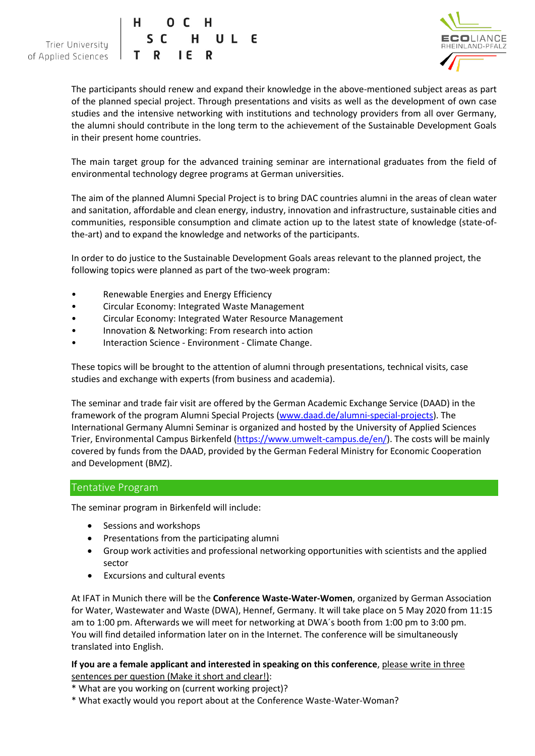The participants should renew and expand their knowledge in the above-mentioned subject areas as part of the planned special project. Through presentations and visits as well as the development of own case studies and the intensive networking with institutions and technology providers from all over Germany, the alumni should contribute in the long term to the achievement of the Sustainable Development Goals in their present home countries.

The main target group for the advanced training seminar are international graduates from the field of environmental technology degree programs at German universities.

The aim of the planned Alumni Special Project is to bring DAC countries alumni in the areas of clean water and sanitation, affordable and clean energy, industry, innovation and infrastructure, sustainable cities and communities, responsible consumption and climate action up to the latest state of knowledge (state-of-the-art) and to expand the knowledge and networks of the participants.

In order to do justice to the Sustainable Development Goals areas relevant to the planned project, the following topics were planned as part of the two-week program:

- Renewable Energies and Energy Efficiency
- Circular Economy: Integrated Waste Management
- Circular Economy: Integrated Water Resource Management
- Innovation & Networking: From research into action
- Interaction Science - Environment - Climate Change.

These topics will be brought to the attention of alumni through presentations, technical visits, case studies and exchange with experts (from business and academia).

The seminar and trade fair visit are offered by the German Academic Exchange Service (DAAD) in the framework of the program Alumni Special Projects (www.daad.de/alumni-special-projects). The International Germany Alumni Seminar is organized and hosted by the University of Applied Sciences Trier, Environmental Campus Birkenfeld (https://www.umwelt-campus.de/en/). The costs will be mainly covered by funds from the DAAD, provided by the German Federal Ministry for Economic Cooperation and Development (BMZ).

## Tentative Program

The seminar program in Birkenfeld will include:

- Sessions and workshops
- Presentations from the participating alumni
- Group work activities and professional networking opportunities with scientists and the applied sector
- Excursions and cultural events

At IFAT in Munich there will be the **Conference Waste-Water-Women**, organized by German Association for Water, Wastewater and Waste (DWA), Hennef, Germany. It will take place on 5 May 2020 from 11:15 am to 1:00 pm. Afterwards we will meet for networking at DWA´s booth from 1:00 pm to 3:00 pm. You will find detailed information later on in the Internet. The conference will be simultaneously translated into English.

**If you are a female applicant and interested in speaking on this conference**, please write in three sentences per question (Make it short and clear!):
* What are you working on (current working project)?
* What exactly would you report about at the Conference Waste-Water-Woman?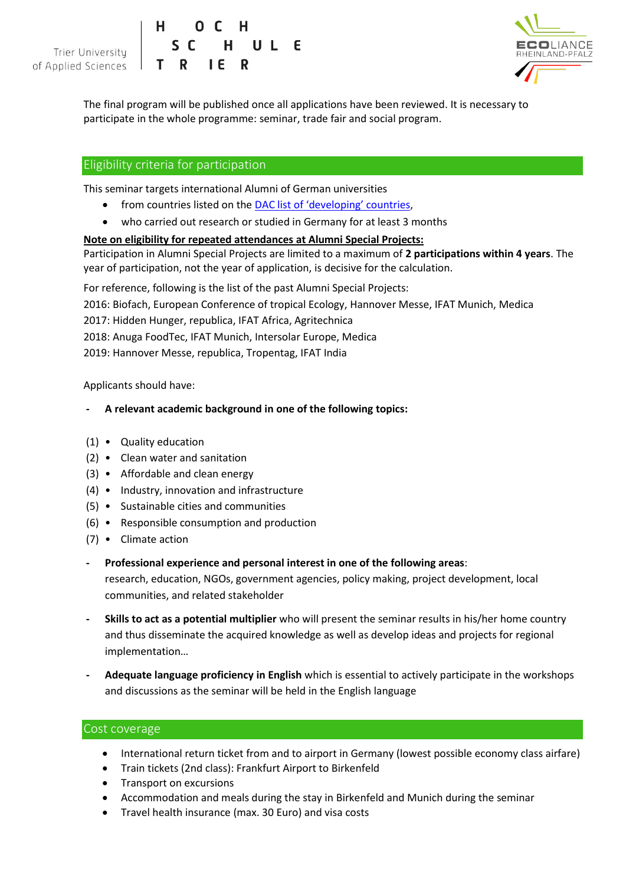The final program will be published once all applications have been reviewed. It is necessary to participate in the whole programme: seminar, trade fair and social program.

## Eligibility criteria for participation

This seminar targets international Alumni of German universities

- from countries listed on the [DAC list of 'developing' countries](),
- who carried out research or studied in Germany for at least 3 months

**Note on eligibility for repeated attendances at Alumni Special Projects:**

Participation in Alumni Special Projects are limited to a maximum of **2 participations within 4 years**. The year of participation, not the year of application, is decisive for the calculation.

For reference, following is the list of the past Alumni Special Projects:

2016: Biofach, European Conference of tropical Ecology, Hannover Messe, IFAT Munich, Medica
2017: Hidden Hunger, republica, IFAT Africa, Agritechnica
2018: Anuga FoodTec, IFAT Munich, Intersolar Europe, Medica
2019: Hannover Messe, republica, Tropentag, IFAT India

Applicants should have:

- **A relevant academic background in one of the following topics:**

(1) • Quality education
(2) • Clean water and sanitation
(3) • Affordable and clean energy
(4) • Industry, innovation and infrastructure
(5) • Sustainable cities and communities
(6) • Responsible consumption and production
(7) • Climate action

- **Professional experience and personal interest in one of the following areas**: research, education, NGOs, government agencies, policy making, project development, local communities, and related stakeholder
- **Skills to act as a potential multiplier** who will present the seminar results in his/her home country and thus disseminate the acquired knowledge as well as develop ideas and projects for regional implementation…
- **Adequate language proficiency in English** which is essential to actively participate in the workshops and discussions as the seminar will be held in the English language

## Cost coverage

- International return ticket from and to airport in Germany (lowest possible economy class airfare)
- Train tickets (2nd class): Frankfurt Airport to Birkenfeld
- Transport on excursions
- Accommodation and meals during the stay in Birkenfeld and Munich during the seminar
- Travel health insurance (max. 30 Euro) and visa costs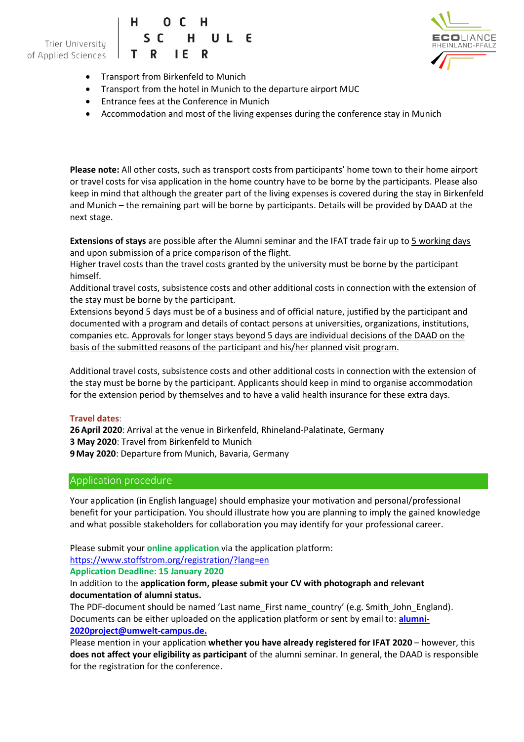- Transport from Birkenfeld to Munich
- Transport from the hotel in Munich to the departure airport MUC
- Entrance fees at the Conference in Munich
- Accommodation and most of the living expenses during the conference stay in Munich

**Please note:** All other costs, such as transport costs from participants' home town to their home airport or travel costs for visa application in the home country have to be borne by the participants. Please also keep in mind that although the greater part of the living expenses is covered during the stay in Birkenfeld and Munich – the remaining part will be borne by participants. Details will be provided by DAAD at the next stage.

**Extensions of stays** are possible after the Alumni seminar and the IFAT trade fair up to 5 working days and upon submission of a price comparison of the flight.
Higher travel costs than the travel costs granted by the university must be borne by the participant himself.
Additional travel costs, subsistence costs and other additional costs in connection with the extension of the stay must be borne by the participant.
Extensions beyond 5 days must be of a business and of official nature, justified by the participant and documented with a program and details of contact persons at universities, organizations, institutions, companies etc. Approvals for longer stays beyond 5 days are individual decisions of the DAAD on the basis of the submitted reasons of the participant and his/her planned visit program.

Additional travel costs, subsistence costs and other additional costs in connection with the extension of the stay must be borne by the participant. Applicants should keep in mind to organise accommodation for the extension period by themselves and to have a valid health insurance for these extra days.

**Travel dates**:
**26 April 2020**: Arrival at the venue in Birkenfeld, Rhineland-Palatinate, Germany
**3 May 2020**: Travel from Birkenfeld to Munich
**9 May 2020**: Departure from Munich, Bavaria, Germany

## Application procedure

Your application (in English language) should emphasize your motivation and personal/professional benefit for your participation. You should illustrate how you are planning to imply the gained knowledge and what possible stakeholders for collaboration you may identify for your professional career.

Please submit your **online application** via the application platform:
https://www.stoffstrom.org/registration/?lang=en
**Application Deadline: 15 January 2020**
In addition to the **application form, please submit your CV with photograph and relevant documentation of alumni status.**
The PDF-document should be named 'Last name_First name_country' (e.g. Smith_John_England).
Documents can be either uploaded on the application platform or sent by email to: **alumni-2020project@umwelt-campus.de.**
Please mention in your application **whether you have already registered for IFAT 2020** – however, this **does not affect your eligibility as participant** of the alumni seminar. In general, the DAAD is responsible for the registration for the conference.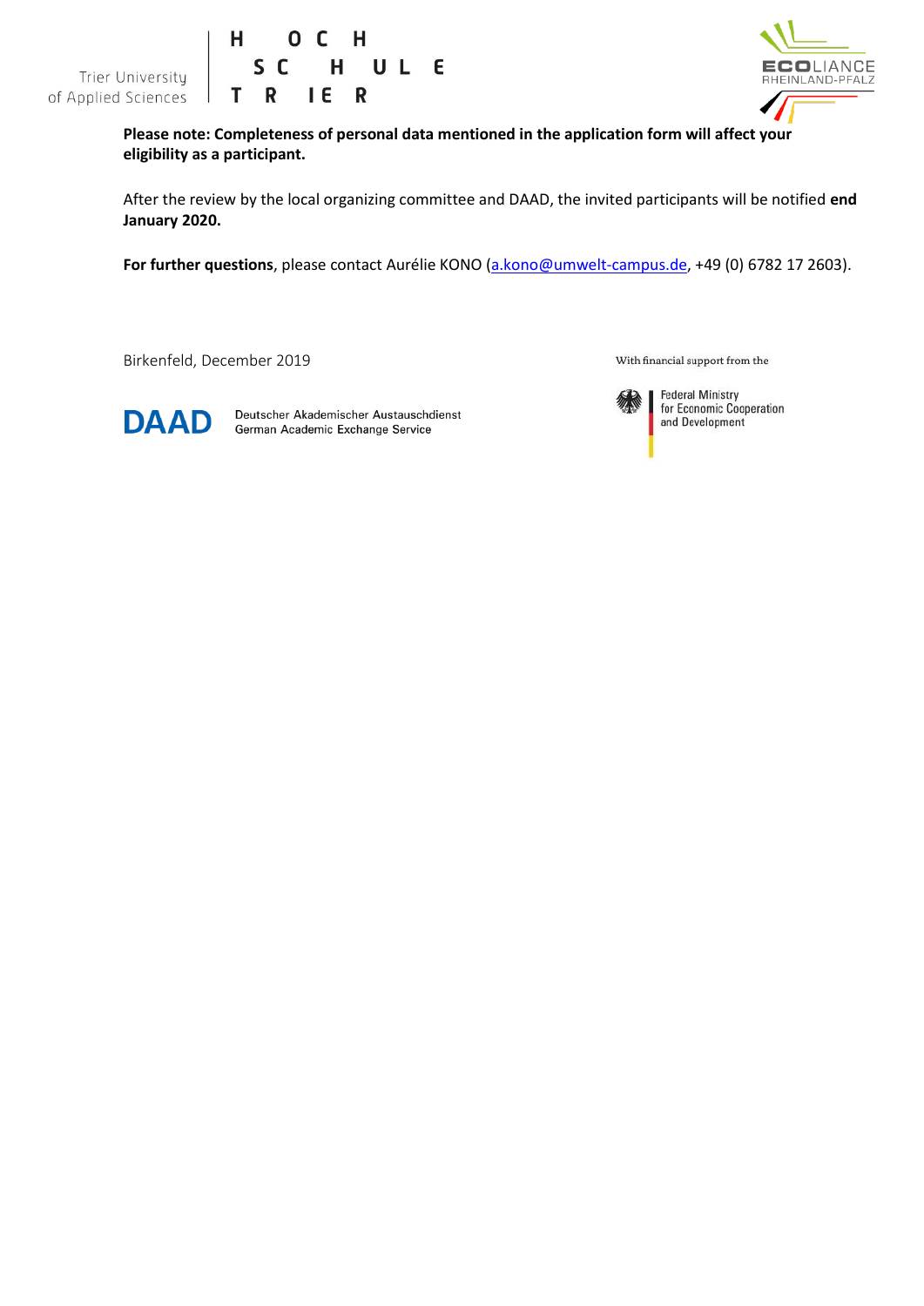**Please note: Completeness of personal data mentioned in the application form will affect your eligibility as a participant.**

After the review by the local organizing committee and DAAD, the invited participants will be notified **end January 2020.**

**For further questions**, please contact Aurélie KONO (a.kono@umwelt-campus.de, +49 (0) 6782 17 2603).

Birkenfeld, December 2019

DAAD Deutscher Akademischer Austauschdienst German Academic Exchange Service

With financial support from the Federal Ministry for Economic Cooperation and Development